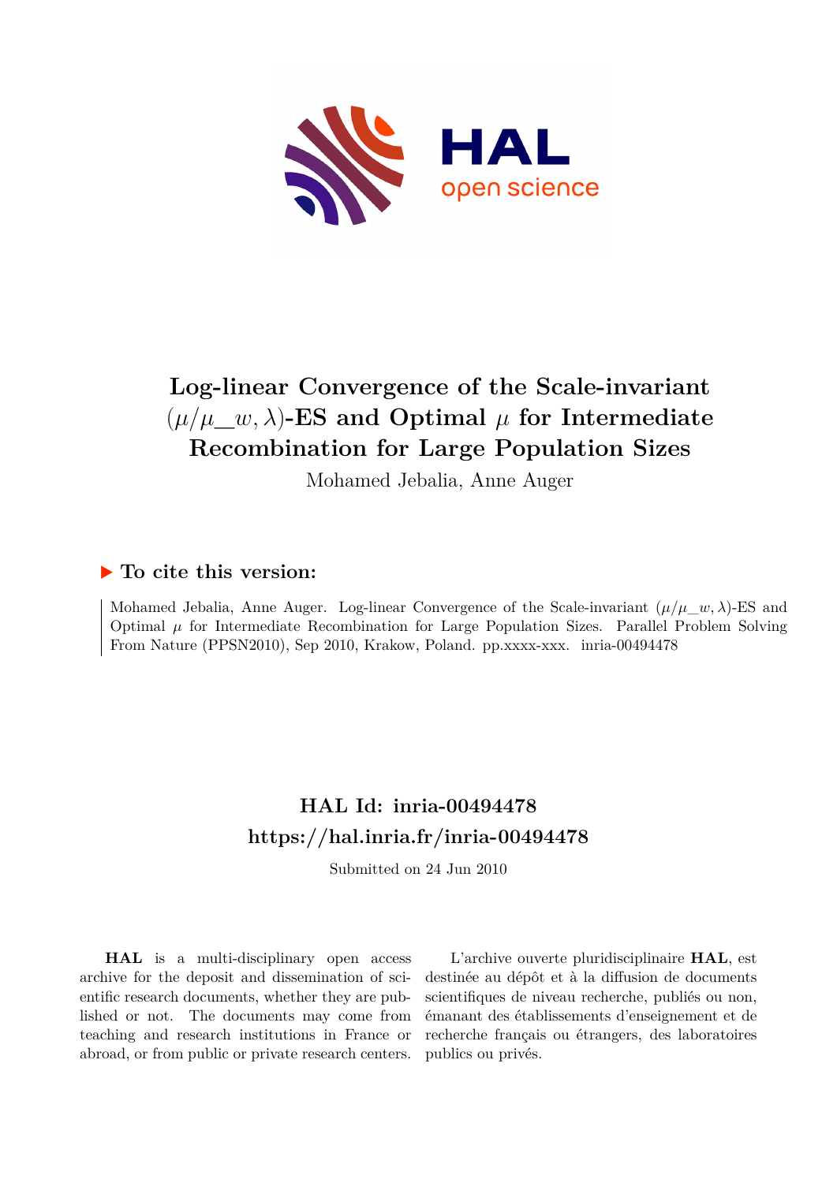# Log-linear Convergence of the Scale-invariant $(\mu/\mu\_w, \lambda)$-ES and Optimal $\mu$ for Intermediate Recombination for Large Population Sizes

Mohamed Jebalia, Anne Auger

## ▶ To cite this version:

Mohamed Jebalia, Anne Auger. Log-linear Convergence of the Scale-invariant $(\mu/\mu\_w, \lambda)$-ES and Optimal $\mu$ for Intermediate Recombination for Large Population Sizes. Parallel Problem Solving From Nature (PPSN2010), Sep 2010, Krakow, Poland. pp.xxxx-xxx. inria-00494478

## HAL Id: inria-00494478
## https://hal.inria.fr/inria-00494478

Submitted on 24 Jun 2010

**HAL** is a multi-disciplinary open access archive for the deposit and dissemination of scientific research documents, whether they are published or not. The documents may come from teaching and research institutions in France or abroad, or from public or private research centers.

L'archive ouverte pluridisciplinaire **HAL**, est destinée au dépôt et à la diffusion de documents scientifiques de niveau recherche, publiés ou non, émanant des établissements d'enseignement et de recherche français ou étrangers, des laboratoires publics ou privés.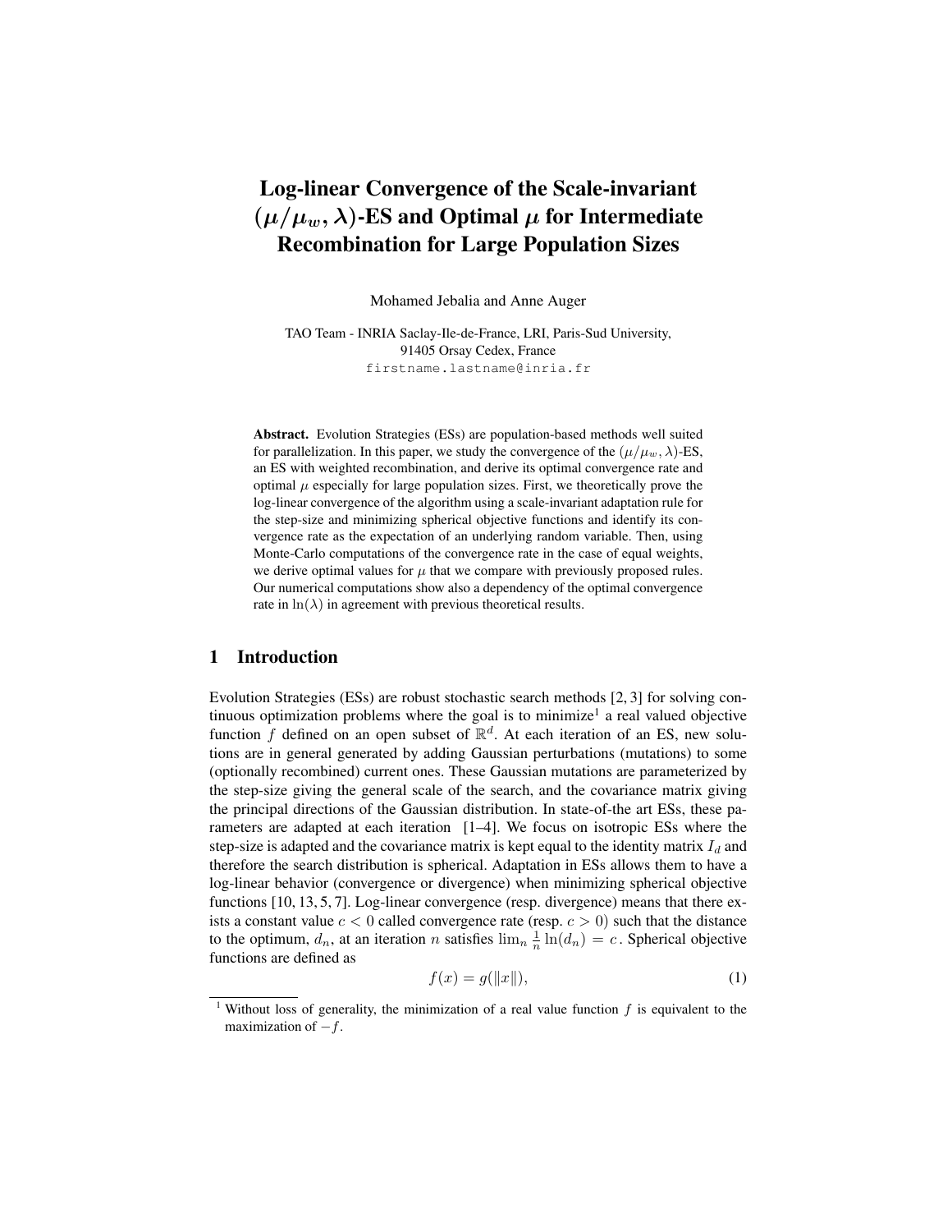# Log-linear Convergence of the Scale-invariant $(\mu/\mu_w, \lambda)$-ES and Optimal $\mu$ for Intermediate Recombination for Large Population Sizes

Mohamed Jebalia and Anne Auger

TAO Team - INRIA Saclay-Ile-de-France, LRI, Paris-Sud University, 91405 Orsay Cedex, France
firstname.lastname@inria.fr

**Abstract.** Evolution Strategies (ESs) are population-based methods well suited for parallelization. In this paper, we study the convergence of the $(\mu/\mu_w, \lambda)$-ES, an ES with weighted recombination, and derive its optimal convergence rate and optimal $\mu$ especially for large population sizes. First, we theoretically prove the log-linear convergence of the algorithm using a scale-invariant adaptation rule for the step-size and minimizing spherical objective functions and identify its convergence rate as the expectation of an underlying random variable. Then, using Monte-Carlo computations of the convergence rate in the case of equal weights, we derive optimal values for $\mu$ that we compare with previously proposed rules. Our numerical computations show also a dependency of the optimal convergence rate in $\ln(\lambda)$ in agreement with previous theoretical results.

## 1 Introduction

Evolution Strategies (ESs) are robust stochastic search methods [2, 3] for solving continuous optimization problems where the goal is to minimize[1] a real valued objective function $f$ defined on an open subset of $\mathbb{R}^d$. At each iteration of an ES, new solutions are in general generated by adding Gaussian perturbations (mutations) to some (optionally recombined) current ones. These Gaussian mutations are parameterized by the step-size giving the general scale of the search, and the covariance matrix giving the principal directions of the Gaussian distribution. In state-of-the art ESs, these parameters are adapted at each iteration [1–4]. We focus on isotropic ESs where the step-size is adapted and the covariance matrix is kept equal to the identity matrix $I_d$ and therefore the search distribution is spherical. Adaptation in ESs allows them to have a log-linear behavior (convergence or divergence) when minimizing spherical objective functions [10, 13, 5, 7]. Log-linear convergence (resp. divergence) means that there exists a constant value $c < 0$ called convergence rate (resp. $c > 0$) such that the distance to the optimum, $d_n$, at an iteration $n$ satisfies $\lim_n \frac{1}{n} \ln(d_n) = c$. Spherical objective functions are defined as

$$f(x) = g(\|x\|), \tag{1}$$

[1] Without loss of generality, the minimization of a real value function $f$ is equivalent to the maximization of $-f$.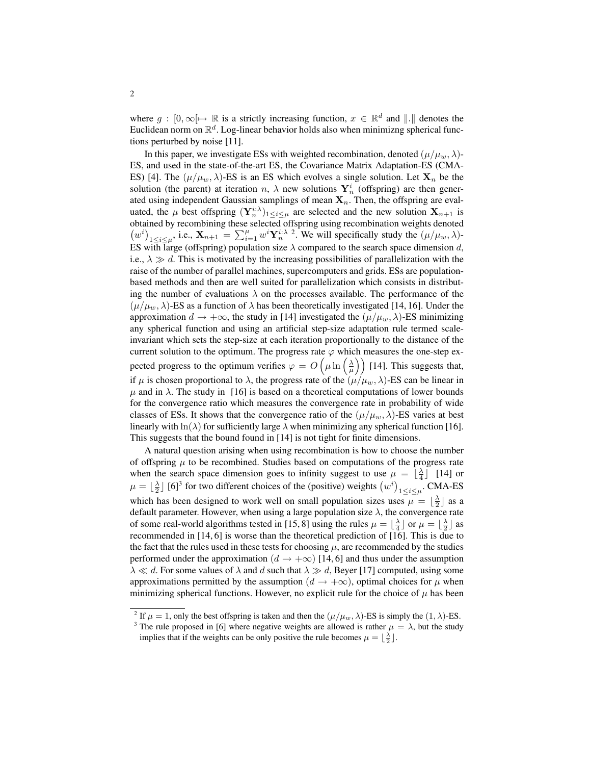where $g : [0, \infty[ \mapsto \mathbb{R}$ is a strictly increasing function, $x \in \mathbb{R}^d$ and $\|.\|$ denotes the Euclidean norm on $\mathbb{R}^d$. Log-linear behavior holds also when minimizng spherical functions perturbed by noise [11].

In this paper, we investigate ESs with weighted recombination, denoted $(\mu/\mu_w, \lambda)$-ES, and used in the state-of-the-art ES, the Covariance Matrix Adaptation-ES (CMA-ES) [4]. The $(\mu/\mu_w, \lambda)$-ES is an ES which evolves a single solution. Let $\mathbf{X}_n$ be the solution (the parent) at iteration $n$, $\lambda$ new solutions $\mathbf{Y}_n^i$ (offspring) are then generated using independent Gaussian samplings of mean $\mathbf{X}_n$. Then, the offspring are evaluated, the $\mu$ best offspring $(\mathbf{Y}_n^{i:\lambda})_{1 \leq i \leq \mu}$ are selected and the new solution $\mathbf{X}_{n+1}$ is obtained by recombining these selected offspring using recombination weights denoted $\left(w^i\right)_{1 \leq i \leq \mu}$, i.e., $\mathbf{X}_{n+1} = \sum_{i=1}^{\mu} w^i \mathbf{Y}_n^{i:\lambda}$ [2]. We will specifically study the $(\mu/\mu_w, \lambda)$-ES with large (offspring) population size $\lambda$ compared to the search space dimension $d$, i.e., $\lambda \gg d$. This is motivated by the increasing possibilities of parallelization with the raise of the number of parallel machines, supercomputers and grids. ESs are population-based methods and then are well suited for parallelization which consists in distributing the number of evaluations $\lambda$ on the processes available. The performance of the $(\mu/\mu_w, \lambda)$-ES as a function of $\lambda$ has been theoretically investigated [14, 16]. Under the approximation $d \to +\infty$, the study in [14] investigated the $(\mu/\mu_w, \lambda)$-ES minimizing any spherical function and using an artificial step-size adaptation rule termed scale-invariant which sets the step-size at each iteration proportionally to the distance of the current solution to the optimum. The progress rate $\varphi$ which measures the one-step expected progress to the optimum verifies $\varphi = O\left(\mu \ln\left(\frac{\lambda}{\mu}\right)\right)$ [14]. This suggests that, if $\mu$ is chosen proportional to $\lambda$, the progress rate of the $(\mu/\mu_w, \lambda)$-ES can be linear in $\mu$ and in $\lambda$. The study in [16] is based on a theoretical computations of lower bounds for the convergence ratio which measures the convergence rate in probability of wide classes of ESs. It shows that the convergence ratio of the $(\mu/\mu_w, \lambda)$-ES varies at best linearly with $\ln(\lambda)$ for sufficiently large $\lambda$ when minimizing any spherical function [16]. This suggests that the bound found in [14] is not tight for finite dimensions.

A natural question arising when using recombination is how to choose the number of offspring $\mu$ to be recombined. Studies based on computations of the progress rate when the search space dimension goes to infinity suggest to use $\mu = \lfloor \frac{\lambda}{4} \rfloor$ [14] or $\mu = \lfloor \frac{\lambda}{2} \rfloor$ [6][3] for two different choices of the (positive) weights $\left(w^i\right)_{1 \leq i \leq \mu}$. CMA-ES which has been designed to work well on small population sizes uses $\mu = \lfloor \frac{\lambda}{2} \rfloor$ as a default parameter. However, when using a large population size $\lambda$, the convergence rate of some real-world algorithms tested in [15, 8] using the rules $\mu = \lfloor \frac{\lambda}{4} \rfloor$ or $\mu = \lfloor \frac{\lambda}{2} \rfloor$ as recommended in [14, 6] is worse than the theoretical prediction of [16]. This is due to the fact that the rules used in these tests for choosing $\mu$, are recommended by the studies performed under the approximation $(d \to +\infty)$ [14, 6] and thus under the assumption $\lambda \ll d$. For some values of $\lambda$ and $d$ such that $\lambda \gg d$, Beyer [17] computed, using some approximations permitted by the assumption $(d \to +\infty)$, optimal choices for $\mu$ when minimizing spherical functions. However, no explicit rule for the choice of $\mu$ has been

[2] If $\mu = 1$, only the best offspring is taken and then the $(\mu/\mu_w, \lambda)$-ES is simply the $(1, \lambda)$-ES.

[3] The rule proposed in [6] where negative weights are allowed is rather $\mu = \lambda$, but the study implies that if the weights can be only positive the rule becomes $\mu = \lfloor \frac{\lambda}{2} \rfloor$.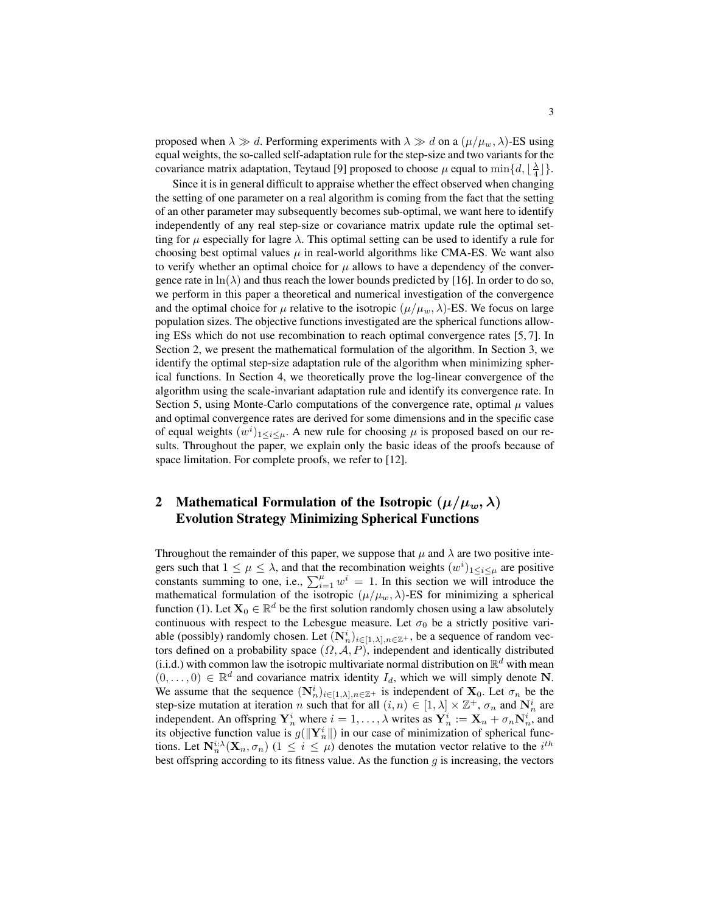proposed when $\lambda \gg d$. Performing experiments with $\lambda \gg d$ on a $(\mu/\mu_w, \lambda)$-ES using equal weights, the so-called self-adaptation rule for the step-size and two variants for the covariance matrix adaptation, Teytaud [9] proposed to choose $\mu$ equal to $\min\{d, \lfloor \frac{\lambda}{4} \rfloor\}$.

Since it is in general difficult to appraise whether the effect observed when changing the setting of one parameter on a real algorithm is coming from the fact that the setting of an other parameter may subsequently becomes sub-optimal, we want here to identify independently of any real step-size or covariance matrix update rule the optimal setting for $\mu$ especially for lagre $\lambda$. This optimal setting can be used to identify a rule for choosing best optimal values $\mu$ in real-world algorithms like CMA-ES. We want also to verify whether an optimal choice for $\mu$ allows to have a dependency of the convergence rate in $\ln(\lambda)$ and thus reach the lower bounds predicted by [16]. In order to do so, we perform in this paper a theoretical and numerical investigation of the convergence and the optimal choice for $\mu$ relative to the isotropic $(\mu/\mu_w, \lambda)$-ES. We focus on large population sizes. The objective functions investigated are the spherical functions allowing ESs which do not use recombination to reach optimal convergence rates [5, 7]. In Section 2, we present the mathematical formulation of the algorithm. In Section 3, we identify the optimal step-size adaptation rule of the algorithm when minimizing spherical functions. In Section 4, we theoretically prove the log-linear convergence of the algorithm using the scale-invariant adaptation rule and identify its convergence rate. In Section 5, using Monte-Carlo computations of the convergence rate, optimal $\mu$ values and optimal convergence rates are derived for some dimensions and in the specific case of equal weights $(w^i)_{1 \le i \le \mu}$. A new rule for choosing $\mu$ is proposed based on our results. Throughout the paper, we explain only the basic ideas of the proofs because of space limitation. For complete proofs, we refer to [12].

## 2 Mathematical Formulation of the Isotropic $(\mu/\mu_w, \lambda)$ Evolution Strategy Minimizing Spherical Functions

Throughout the remainder of this paper, we suppose that $\mu$ and $\lambda$ are two positive integers such that $1 \le \mu \le \lambda$, and that the recombination weights $(w^i)_{1 \le i \le \mu}$ are positive constants summing to one, i.e., $\sum_{i=1}^{\mu} w^i = 1$. In this section we will introduce the mathematical formulation of the isotropic $(\mu/\mu_w, \lambda)$-ES for minimizing a spherical function (1). Let $\mathbf{X}_0 \in \mathbb{R}^d$ be the first solution randomly chosen using a law absolutely continuous with respect to the Lebesgue measure. Let $\sigma_0$ be a strictly positive variable (possibly) randomly chosen. Let $(\mathbf{N}_n^i)_{i \in [1,\lambda], n \in \mathbb{Z}^+}$, be a sequence of random vectors defined on a probability space $(\Omega, \mathcal{A}, P)$, independent and identically distributed (i.i.d.) with common law the isotropic multivariate normal distribution on $\mathbb{R}^d$ with mean $(0, \ldots, 0) \in \mathbb{R}^d$ and covariance matrix identity $I_d$, which we will simply denote $\mathbf{N}$. We assume that the sequence $(\mathbf{N}_n^i)_{i \in [1,\lambda], n \in \mathbb{Z}^+}$ is independent of $\mathbf{X}_0$. Let $\sigma_n$ be the step-size mutation at iteration $n$ such that for all $(i, n) \in [1, \lambda] \times \mathbb{Z}^+$, $\sigma_n$ and $\mathbf{N}_n^i$ are independent. An offspring $\mathbf{Y}_n^i$ where $i = 1, \ldots, \lambda$ writes as $\mathbf{Y}_n^i := \mathbf{X}_n + \sigma_n \mathbf{N}_n^i$, and its objective function value is $g(\|\mathbf{Y}_n^i\|)$ in our case of minimization of spherical functions. Let $\mathbf{N}_n^{i:\lambda}(\mathbf{X}_n, \sigma_n)$ $(1 \le i \le \mu)$ denotes the mutation vector relative to the $i^{th}$ best offspring according to its fitness value. As the function $g$ is increasing, the vectors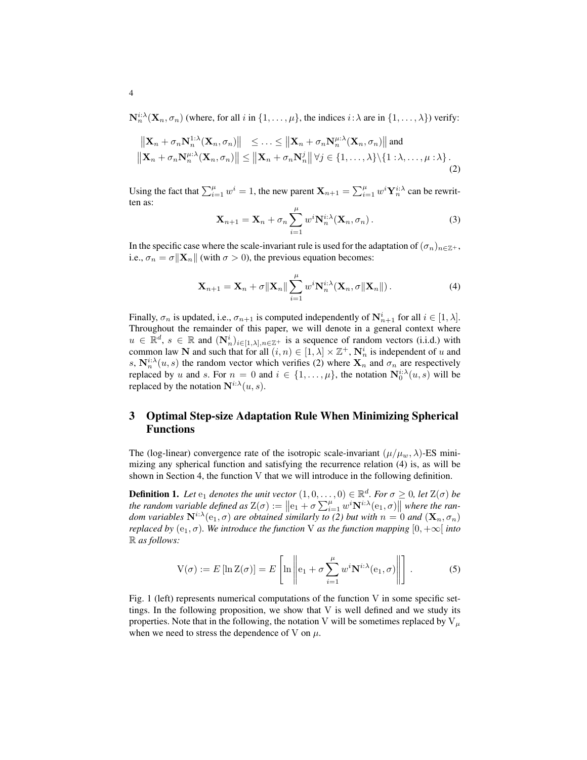$\mathbf{N}_n^{i:\lambda}(\mathbf{X}_n, \sigma_n)$ (where, for all $i$ in $\{1, \ldots, \mu\}$, the indices $i\!:\!\lambda$ are in $\{1, \ldots, \lambda\}$) verify:

$$
\begin{aligned}
\left\|\mathbf{X}_n + \sigma_n \mathbf{N}_n^{1:\lambda}(\mathbf{X}_n, \sigma_n)\right\| &\leq \ldots \leq \left\|\mathbf{X}_n + \sigma_n \mathbf{N}_n^{\mu:\lambda}(\mathbf{X}_n, \sigma_n)\right\| \text{ and} \\
\left\|\mathbf{X}_n + \sigma_n \mathbf{N}_n^{\mu:\lambda}(\mathbf{X}_n, \sigma_n)\right\| &\leq \left\|\mathbf{X}_n + \sigma_n \mathbf{N}_n^{j}\right\| \forall j \in \{1, \ldots, \lambda\} \backslash \{1:\lambda, \ldots, \mu:\lambda\}\,.
\end{aligned} \tag{2}
$$

Using the fact that $\sum_{i=1}^{\mu} w^i = 1$, the new parent $\mathbf{X}_{n+1} = \sum_{i=1}^{\mu} w^i \mathbf{Y}_n^{i:\lambda}$ can be rewritten as:

$$
\mathbf{X}_{n+1} = \mathbf{X}_n + \sigma_n \sum_{i=1}^{\mu} w^i \mathbf{N}_n^{i:\lambda}(\mathbf{X}_n, \sigma_n)\,. \tag{3}
$$

In the specific case where the scale-invariant rule is used for the adaptation of $(\sigma_n)_{n\in\mathbb{Z}^+}$, i.e., $\sigma_n = \sigma\|\mathbf{X}_n\|$ (with $\sigma > 0$), the previous equation becomes:

$$
\mathbf{X}_{n+1} = \mathbf{X}_n + \sigma\|\mathbf{X}_n\| \sum_{i=1}^{\mu} w^i \mathbf{N}_n^{i:\lambda}(\mathbf{X}_n, \sigma\|\mathbf{X}_n\|)\,. \tag{4}
$$

Finally, $\sigma_n$ is updated, i.e., $\sigma_{n+1}$ is computed independently of $\mathbf{N}_{n+1}^i$ for all $i \in [1, \lambda]$. Throughout the remainder of this paper, we will denote in a general context where $u \in \mathbb{R}^d$, $s \in \mathbb{R}$ and $(\mathbf{N}_n^i)_{i\in[1,\lambda],n\in\mathbb{Z}^+}$ is a sequence of random vectors (i.i.d.) with common law $\mathbf{N}$ and such that for all $(i, n) \in [1, \lambda] \times \mathbb{Z}^+$, $\mathbf{N}_n^i$ is independent of $u$ and $s$, $\mathbf{N}_n^{i:\lambda}(u, s)$ the random vector which verifies (2) where $\mathbf{X}_n$ and $\sigma_n$ are respectively replaced by $u$ and $s$. For $n = 0$ and $i \in \{1, \ldots, \mu\}$, the notation $\mathbf{N}_0^{i:\lambda}(u, s)$ will be replaced by the notation $\mathbf{N}^{i:\lambda}(u, s)$.

## 3 Optimal Step-size Adaptation Rule When Minimizing Spherical Functions

The (log-linear) convergence rate of the isotropic scale-invariant $(\mu/\mu_w, \lambda)$-ES minimizing any spherical function and satisfying the recurrence relation (4) is, as will be shown in Section 4, the function $\mathrm{V}$ that we will introduce in the following definition.

**Definition 1.** *Let* $\mathrm{e}_1$ *denotes the unit vector* $(1, 0, \ldots, 0) \in \mathbb{R}^d$. *For* $\sigma \geq 0$, *let* $\mathrm{Z}(\sigma)$ *be the random variable defined as* $\mathrm{Z}(\sigma) := \left\|\mathrm{e}_1 + \sigma \sum_{i=1}^{\mu} w^i \mathbf{N}^{i:\lambda}(\mathrm{e}_1, \sigma)\right\|$ *where the random variables* $\mathbf{N}^{i:\lambda}(\mathrm{e}_1, \sigma)$ *are obtained similarly to (2) but with* $n = 0$ *and* $(\mathbf{X}_n, \sigma_n)$ *replaced by* $(\mathrm{e}_1, \sigma)$. *We introduce the function* $\mathrm{V}$ *as the function mapping* $[0, +\infty[$ *into* $\mathbb{R}$ *as follows:*

$$
\mathrm{V}(\sigma) := E\left[\ln \mathrm{Z}(\sigma)\right] = E\left[\ln\left\|\mathrm{e}_1 + \sigma \sum_{i=1}^{\mu} w^i \mathbf{N}^{i:\lambda}(\mathrm{e}_1, \sigma)\right\|\right]\,. \tag{5}
$$

Fig. 1 (left) represents numerical computations of the function $\mathrm{V}$ in some specific settings. In the following proposition, we show that $\mathrm{V}$ is well defined and we study its properties. Note that in the following, the notation $\mathrm{V}$ will be sometimes replaced by $\mathrm{V}_\mu$ when we need to stress the dependence of $\mathrm{V}$ on $\mu$.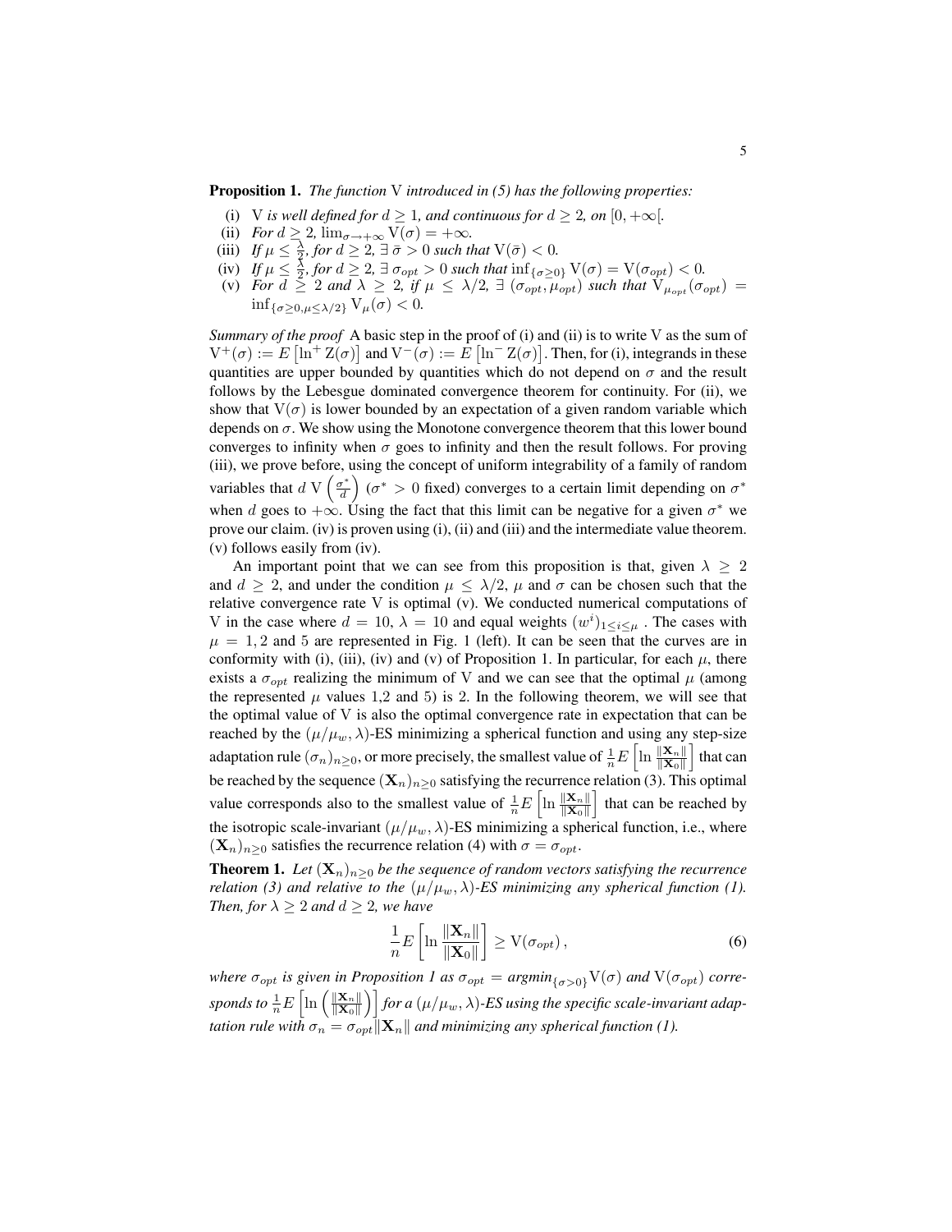**Proposition 1.** *The function* $\mathrm{V}$ *introduced in (5) has the following properties:*

(i) $\mathrm{V}$ *is well defined for* $d \geq 1$*, and continuous for* $d \geq 2$*, on* $[0, +\infty[$.
(ii) *For* $d \geq 2$*,* $\lim_{\sigma \to +\infty} \mathrm{V}(\sigma) = +\infty$.
(iii) *If* $\mu \leq \frac{\lambda}{2}$*, for* $d \geq 2$*,* $\exists\, \bar{\sigma} > 0$ *such that* $\mathrm{V}(\bar{\sigma}) < 0$.
(iv) *If* $\mu \leq \frac{\lambda}{2}$*, for* $d \geq 2$*,* $\exists\, \sigma_{opt} > 0$ *such that* $\inf_{\{\sigma \geq 0\}} \mathrm{V}(\sigma) = \mathrm{V}(\sigma_{opt}) < 0$.
(v) *For* $d \geq 2$ *and* $\lambda \geq 2$*, if* $\mu \leq \lambda/2$*,* $\exists\, (\sigma_{opt}, \mu_{opt})$ *such that* $\mathrm{V}_{\mu_{opt}}(\sigma_{opt}) = \inf_{\{\sigma \geq 0, \mu \leq \lambda/2\}} \mathrm{V}_{\mu}(\sigma) < 0$.

*Summary of the proof* A basic step in the proof of (i) and (ii) is to write $\mathrm{V}$ as the sum of $\mathrm{V}^{+}(\sigma) := E\left[\ln^{+} \mathrm{Z}(\sigma)\right]$ and $\mathrm{V}^{-}(\sigma) := E\left[\ln^{-} \mathrm{Z}(\sigma)\right]$. Then, for (i), integrands in these quantities are upper bounded by quantities which do not depend on $\sigma$ and the result follows by the Lebesgue dominated convergence theorem for continuity. For (ii), we show that $\mathrm{V}(\sigma)$ is lower bounded by an expectation of a given random variable which depends on $\sigma$. We show using the Monotone convergence theorem that this lower bound converges to infinity when $\sigma$ goes to infinity and then the result follows. For proving (iii), we prove before, using the concept of uniform integrability of a family of random variables that $d\, \mathrm{V}\left(\frac{\sigma^*}{d}\right)$ ($\sigma^* > 0$ fixed) converges to a certain limit depending on $\sigma^*$ when $d$ goes to $+\infty$. Using the fact that this limit can be negative for a given $\sigma^*$ we prove our claim. (iv) is proven using (i), (ii) and (iii) and the intermediate value theorem. (v) follows easily from (iv).

An important point that we can see from this proposition is that, given $\lambda \geq 2$ and $d \geq 2$, and under the condition $\mu \leq \lambda/2$, $\mu$ and $\sigma$ can be chosen such that the relative convergence rate $\mathrm{V}$ is optimal (v). We conducted numerical computations of $\mathrm{V}$ in the case where $d = 10$, $\lambda = 10$ and equal weights $(w^i)_{1 \leq i \leq \mu}$. The cases with $\mu = 1, 2$ and $5$ are represented in Fig. 1 (left). It can be seen that the curves are in conformity with (i), (iii), (iv) and (v) of Proposition 1. In particular, for each $\mu$, there exists a $\sigma_{opt}$ realizing the minimum of $\mathrm{V}$ and we can see that the optimal $\mu$ (among the represented $\mu$ values 1,2 and 5) is 2. In the following theorem, we will see that the optimal value of $\mathrm{V}$ is also the optimal convergence rate in expectation that can be reached by the $(\mu/\mu_w, \lambda)$-ES minimizing a spherical function and using any step-size adaptation rule $(\sigma_n)_{n \geq 0}$, or more precisely, the smallest value of $\frac{1}{n} E\left[\ln \frac{\|\mathbf{X}_n\|}{\|\mathbf{X}_0\|}\right]$ that can be reached by the sequence $(\mathbf{X}_n)_{n \geq 0}$ satisfying the recurrence relation (3). This optimal value corresponds also to the smallest value of $\frac{1}{n} E\left[\ln \frac{\|\mathbf{X}_n\|}{\|\mathbf{X}_0\|}\right]$ that can be reached by the isotropic scale-invariant $(\mu/\mu_w, \lambda)$-ES minimizing a spherical function, i.e., where $(\mathbf{X}_n)_{n \geq 0}$ satisfies the recurrence relation (4) with $\sigma = \sigma_{opt}$.

**Theorem 1.** *Let* $(\mathbf{X}_n)_{n \geq 0}$ *be the sequence of random vectors satisfying the recurrence relation (3) and relative to the* $(\mu/\mu_w, \lambda)$*-ES minimizing any spherical function (1). Then, for* $\lambda \geq 2$ *and* $d \geq 2$*, we have*

$$\frac{1}{n} E\left[\ln \frac{\|\mathbf{X}_n\|}{\|\mathbf{X}_0\|}\right] \geq \mathrm{V}(\sigma_{opt}), \tag{6}$$

*where* $\sigma_{opt}$ *is given in Proposition 1 as* $\sigma_{opt} = argmin_{\{\sigma > 0\}} \mathrm{V}(\sigma)$ *and* $\mathrm{V}(\sigma_{opt})$ *corresponds to* $\frac{1}{n} E\left[\ln\left(\frac{\|\mathbf{X}_n\|}{\|\mathbf{X}_0\|}\right)\right]$ *for a* $(\mu/\mu_w, \lambda)$*-ES using the specific scale-invariant adaptation rule with* $\sigma_n = \sigma_{opt} \|\mathbf{X}_n\|$ *and minimizing any spherical function (1).*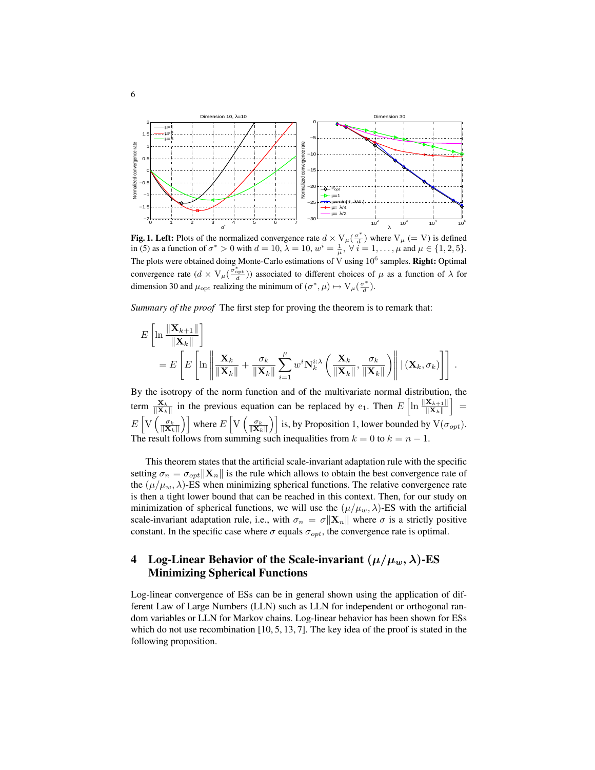**Fig. 1. Left:** Plots of the normalized convergence rate $d \times \mathrm{V}_\mu(\frac{\sigma^*}{d})$ where $\mathrm{V}_\mu$ $(= \mathrm{V})$ is defined in (5) as a function of $\sigma^* > 0$ with $d = 10$, $\lambda = 10$, $w^i = \frac{1}{\mu}$, $\forall\, i = 1, \ldots, \mu$ and $\mu \in \{1, 2, 5\}$. The plots were obtained doing Monte-Carlo estimations of V using $10^6$ samples. **Right:** Optimal convergence rate ($d \times \mathrm{V}_\mu(\frac{\sigma^*_{\mathrm{opt}}}{d})$) associated to different choices of $\mu$ as a function of $\lambda$ for dimension 30 and $\mu_{\mathrm{opt}}$ realizing the minimum of $(\sigma^*, \mu) \mapsto \mathrm{V}_\mu(\frac{\sigma^*}{d})$.

*Summary of the proof* The first step for proving the theorem is to remark that:

$$
\begin{aligned}
&E\left[\ln \frac{\|\mathbf{X}_{k+1}\|}{\|\mathbf{X}_k\|}\right] \\
&\quad = E\left[E\left[\ln \left\| \frac{\mathbf{X}_k}{\|\mathbf{X}_k\|} + \frac{\sigma_k}{\|\mathbf{X}_k\|} \sum_{i=1}^{\mu} w^i \mathbf{N}_k^{i:\lambda}\left(\frac{\mathbf{X}_k}{\|\mathbf{X}_k\|}, \frac{\sigma_k}{\|\mathbf{X}_k\|}\right)\right\| \,|\, (\mathbf{X}_k, \sigma_k)\right]\right] .
\end{aligned}
$$

By the isotropy of the norm function and of the multivariate normal distribution, the term $\frac{\mathbf{X}_k}{\|\mathbf{X}_k\|}$ in the previous equation can be replaced by $\mathrm{e}_1$. Then $E\left[\ln \frac{\|\mathbf{X}_{k+1}\|}{\|\mathbf{X}_k\|}\right] = E\left[\mathrm{V}\left(\frac{\sigma_k}{\|\mathbf{X}_k\|}\right)\right]$ where $E\left[\mathrm{V}\left(\frac{\sigma_k}{\|\mathbf{X}_k\|}\right)\right]$ is, by Proposition 1, lower bounded by $\mathrm{V}(\sigma_{opt})$. The result follows from summing such inequalities from $k = 0$ to $k = n - 1$.

This theorem states that the artificial scale-invariant adaptation rule with the specific setting $\sigma_n = \sigma_{opt}\|\mathbf{X}_n\|$ is the rule which allows to obtain the best convergence rate of the $(\mu/\mu_w, \lambda)$-ES when minimizing spherical functions. The relative convergence rate is then a tight lower bound that can be reached in this context. Then, for our study on minimization of spherical functions, we will use the $(\mu/\mu_w, \lambda)$-ES with the artificial scale-invariant adaptation rule, i.e., with $\sigma_n = \sigma\|\mathbf{X}_n\|$ where $\sigma$ is a strictly positive constant. In the specific case where $\sigma$ equals $\sigma_{opt}$, the convergence rate is optimal.

## 4 Log-Linear Behavior of the Scale-invariant $(\mu/\mu_w, \lambda)$-ES Minimizing Spherical Functions

Log-linear convergence of ESs can be in general shown using the application of different Law of Large Numbers (LLN) such as LLN for independent or orthogonal random variables or LLN for Markov chains. Log-linear behavior has been shown for ESs which do not use recombination [10, 5, 13, 7]. The key idea of the proof is stated in the following proposition.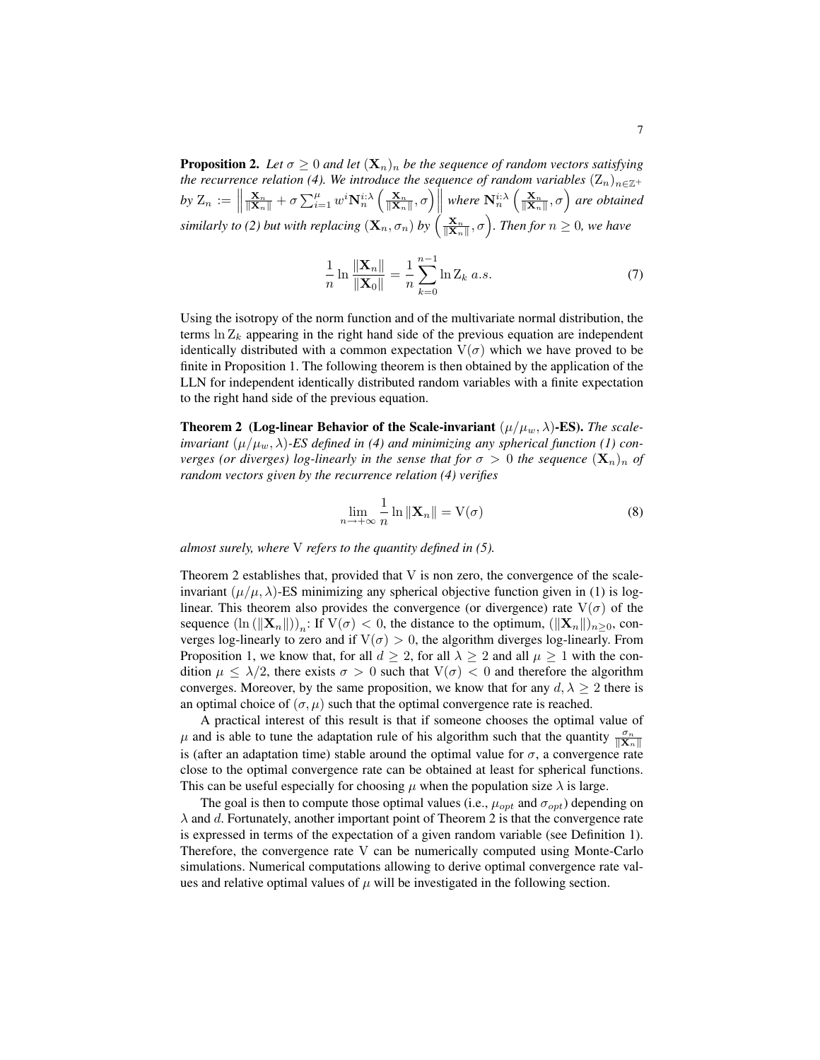**Proposition 2.** *Let $\sigma \geq 0$ and let $(\mathbf{X}_n)_n$ be the sequence of random vectors satisfying the recurrence relation (4). We introduce the sequence of random variables $(\mathrm{Z}_n)_{n\in\mathbb{Z}^+}$ by $\mathrm{Z}_n := \left\| \frac{\mathbf{X}_n}{\|\mathbf{X}_n\|} + \sigma \sum_{i=1}^{\mu} w^i \mathbf{N}_n^{i:\lambda}\left(\frac{\mathbf{X}_n}{\|\mathbf{X}_n\|}, \sigma\right) \right\|$ where $\mathbf{N}_n^{i:\lambda}\left(\frac{\mathbf{X}_n}{\|\mathbf{X}_n\|}, \sigma\right)$ are obtained similarly to (2) but with replacing $(\mathbf{X}_n, \sigma_n)$ by $\left(\frac{\mathbf{X}_n}{\|\mathbf{X}_n\|}, \sigma\right)$. Then for $n \geq 0$, we have*

$$\frac{1}{n} \ln \frac{\|\mathbf{X}_n\|}{\|\mathbf{X}_0\|} = \frac{1}{n} \sum_{k=0}^{n-1} \ln \mathrm{Z}_k \ a.s. \tag{7}$$

Using the isotropy of the norm function and of the multivariate normal distribution, the terms $\ln \mathrm{Z}_k$ appearing in the right hand side of the previous equation are independent identically distributed with a common expectation $\mathrm{V}(\sigma)$ which we have proved to be finite in Proposition 1. The following theorem is then obtained by the application of the LLN for independent identically distributed random variables with a finite expectation to the right hand side of the previous equation.

**Theorem 2 (Log-linear Behavior of the Scale-invariant $(\mu/\mu_w, \lambda)$-ES).** *The scale-invariant $(\mu/\mu_w, \lambda)$-ES defined in (4) and minimizing any spherical function (1) converges (or diverges) log-linearly in the sense that for $\sigma > 0$ the sequence $(\mathbf{X}_n)_n$ of random vectors given by the recurrence relation (4) verifies*

$$\lim_{n\to+\infty} \frac{1}{n} \ln \|\mathbf{X}_n\| = \mathrm{V}(\sigma) \tag{8}$$

*almost surely, where* $\mathrm{V}$ *refers to the quantity defined in (5).*

Theorem 2 establishes that, provided that $\mathrm{V}$ is non zero, the convergence of the scale-invariant $(\mu/\mu, \lambda)$-ES minimizing any spherical objective function given in (1) is log-linear. This theorem also provides the convergence (or divergence) rate $\mathrm{V}(\sigma)$ of the sequence $(\ln(\|\mathbf{X}_n\|))_n$: If $\mathrm{V}(\sigma) < 0$, the distance to the optimum, $(\|\mathbf{X}_n\|)_{n\geq 0}$, converges log-linearly to zero and if $\mathrm{V}(\sigma) > 0$, the algorithm diverges log-linearly. From Proposition 1, we know that, for all $d \geq 2$, for all $\lambda \geq 2$ and all $\mu \geq 1$ with the condition $\mu \leq \lambda/2$, there exists $\sigma > 0$ such that $\mathrm{V}(\sigma) < 0$ and therefore the algorithm converges. Moreover, by the same proposition, we know that for any $d, \lambda \geq 2$ there is an optimal choice of $(\sigma, \mu)$ such that the optimal convergence rate is reached.

A practical interest of this result is that if someone chooses the optimal value of $\mu$ and is able to tune the adaptation rule of his algorithm such that the quantity $\frac{\sigma_n}{\|\mathbf{X}_n\|}$ is (after an adaptation time) stable around the optimal value for $\sigma$, a convergence rate close to the optimal convergence rate can be obtained at least for spherical functions. This can be useful especially for choosing $\mu$ when the population size $\lambda$ is large.

The goal is then to compute those optimal values (i.e., $\mu_{opt}$ and $\sigma_{opt}$) depending on $\lambda$ and $d$. Fortunately, another important point of Theorem 2 is that the convergence rate is expressed in terms of the expectation of a given random variable (see Definition 1). Therefore, the convergence rate $\mathrm{V}$ can be numerically computed using Monte-Carlo simulations. Numerical computations allowing to derive optimal convergence rate values and relative optimal values of $\mu$ will be investigated in the following section.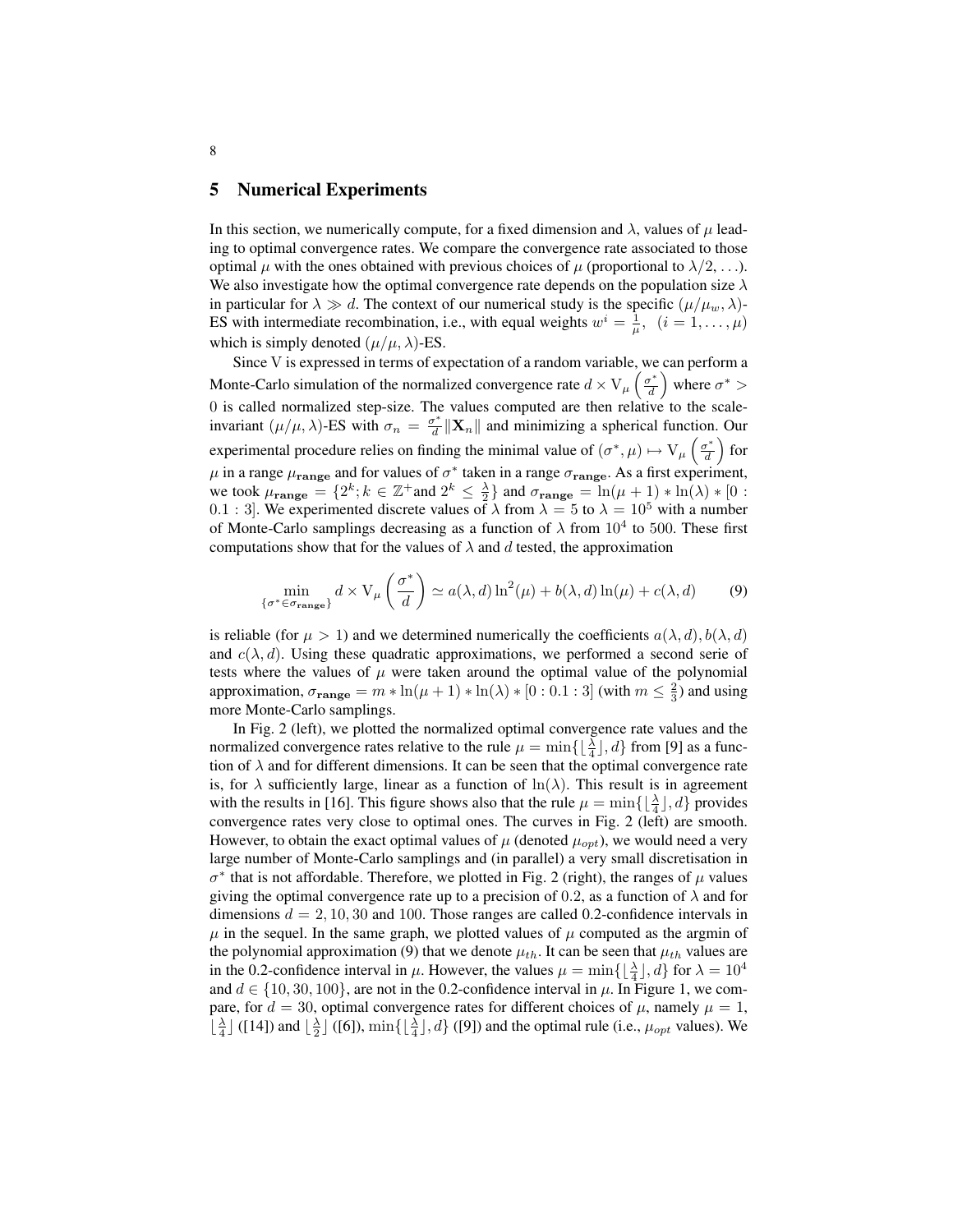## 5 Numerical Experiments

In this section, we numerically compute, for a fixed dimension and $\lambda$, values of $\mu$ leading to optimal convergence rates. We compare the convergence rate associated to those optimal $\mu$ with the ones obtained with previous choices of $\mu$ (proportional to $\lambda/2, \ldots$). We also investigate how the optimal convergence rate depends on the population size $\lambda$ in particular for $\lambda \gg d$. The context of our numerical study is the specific $(\mu/\mu_w, \lambda)$-ES with intermediate recombination, i.e., with equal weights $w^i = \frac{1}{\mu}, \ (i = 1, \ldots, \mu)$ which is simply denoted $(\mu/\mu, \lambda)$-ES.

Since V is expressed in terms of expectation of a random variable, we can perform a Monte-Carlo simulation of the normalized convergence rate $d \times \mathrm{V}_\mu\left(\frac{\sigma^*}{d}\right)$ where $\sigma^* > 0$ is called normalized step-size. The values computed are then relative to the scale-invariant $(\mu/\mu, \lambda)$-ES with $\sigma_n = \frac{\sigma^*}{d}\|\mathbf{X}_n\|$ and minimizing a spherical function. Our experimental procedure relies on finding the minimal value of $(\sigma^*, \mu) \mapsto \mathrm{V}_\mu\left(\frac{\sigma^*}{d}\right)$ for $\mu$ in a range $\mu_{\mathbf{range}}$ and for values of $\sigma^*$ taken in a range $\sigma_{\mathbf{range}}$. As a first experiment, we took $\mu_{\mathbf{range}} = \{2^k; k \in \mathbb{Z}^+ \text{and } 2^k \leq \frac{\lambda}{2}\}$ and $\sigma_{\mathbf{range}} = \ln(\mu+1) * \ln(\lambda) * [0 : 0.1 : 3]$. We experimented discrete values of $\lambda$ from $\lambda = 5$ to $\lambda = 10^5$ with a number of Monte-Carlo samplings decreasing as a function of $\lambda$ from $10^4$ to 500. These first computations show that for the values of $\lambda$ and $d$ tested, the approximation

$$\min_{\{\sigma^* \in \sigma_{\mathbf{range}}\}} d \times \mathrm{V}_\mu\left(\frac{\sigma^*}{d}\right) \simeq a(\lambda, d)\ln^2(\mu) + b(\lambda, d)\ln(\mu) + c(\lambda, d) \tag{9}$$

is reliable (for $\mu > 1$) and we determined numerically the coefficients $a(\lambda, d), b(\lambda, d)$ and $c(\lambda, d)$. Using these quadratic approximations, we performed a second serie of tests where the values of $\mu$ were taken around the optimal value of the polynomial approximation, $\sigma_{\mathbf{range}} = m * \ln(\mu+1) * \ln(\lambda) * [0 : 0.1 : 3]$ (with $m \leq \frac{2}{3}$) and using more Monte-Carlo samplings.

In Fig. 2 (left), we plotted the normalized optimal convergence rate values and the normalized convergence rates relative to the rule $\mu = \min\{\lfloor\frac{\lambda}{4}\rfloor, d\}$ from [9] as a function of $\lambda$ and for different dimensions. It can be seen that the optimal convergence rate is, for $\lambda$ sufficiently large, linear as a function of $\ln(\lambda)$. This result is in agreement with the results in [16]. This figure shows also that the rule $\mu = \min\{\lfloor\frac{\lambda}{4}\rfloor, d\}$ provides convergence rates very close to optimal ones. The curves in Fig. 2 (left) are smooth. However, to obtain the exact optimal values of $\mu$ (denoted $\mu_{opt}$), we would need a very large number of Monte-Carlo samplings and (in parallel) a very small discretisation in $\sigma^*$ that is not affordable. Therefore, we plotted in Fig. 2 (right), the ranges of $\mu$ values giving the optimal convergence rate up to a precision of 0.2, as a function of $\lambda$ and for dimensions $d = 2, 10, 30$ and 100. Those ranges are called 0.2-confidence intervals in $\mu$ in the sequel. In the same graph, we plotted values of $\mu$ computed as the argmin of the polynomial approximation (9) that we denote $\mu_{th}$. It can be seen that $\mu_{th}$ values are in the 0.2-confidence interval in $\mu$. However, the values $\mu = \min\{\lfloor\frac{\lambda}{4}\rfloor, d\}$ for $\lambda = 10^4$ and $d \in \{10, 30, 100\}$, are not in the 0.2-confidence interval in $\mu$. In Figure 1, we compare, for $d = 30$, optimal convergence rates for different choices of $\mu$, namely $\mu = 1$, $\lfloor\frac{\lambda}{4}\rfloor$ ([14]) and $\lfloor\frac{\lambda}{2}\rfloor$ ([6]), $\min\{\lfloor\frac{\lambda}{4}\rfloor, d\}$ ([9]) and the optimal rule (i.e., $\mu_{opt}$ values). We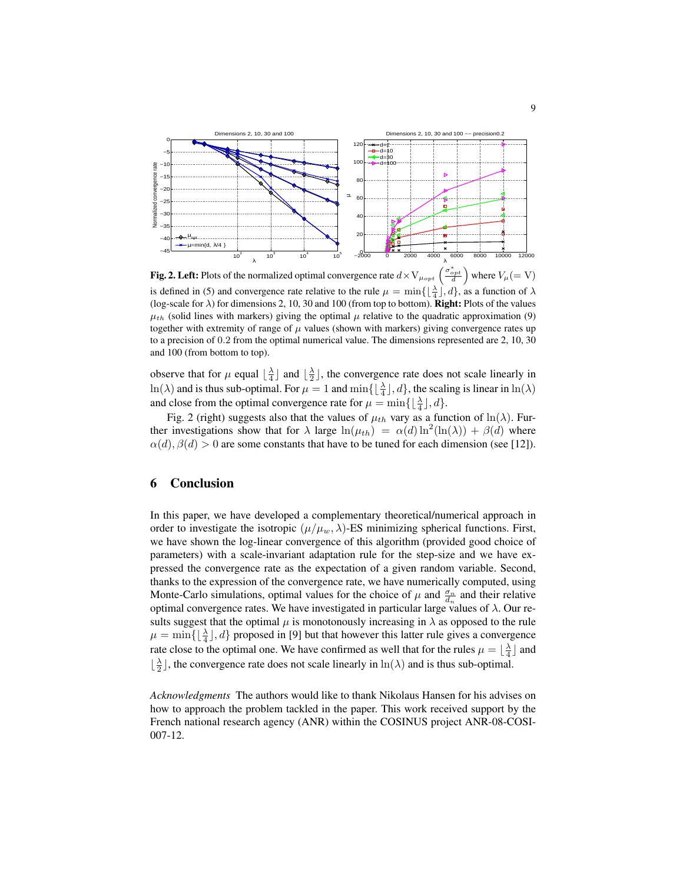**Fig. 2. Left:** Plots of the normalized optimal convergence rate $d \times \mathrm{V}_{\mu_{opt}}\left(\frac{\sigma^*_{opt}}{d}\right)$ where $V_\mu (= \mathrm{V})$ is defined in (5) and convergence rate relative to the rule $\mu = \min\{\lfloor \frac{\lambda}{4} \rfloor, d\}$, as a function of $\lambda$ (log-scale for $\lambda$) for dimensions 2, 10, 30 and 100 (from top to bottom). **Right:** Plots of the values $\mu_{th}$ (solid lines with markers) giving the optimal $\mu$ relative to the quadratic approximation (9) together with extremity of range of $\mu$ values (shown with markers) giving convergence rates up to a precision of 0.2 from the optimal numerical value. The dimensions represented are 2, 10, 30 and 100 (from bottom to top).

observe that for $\mu$ equal $\lfloor \frac{\lambda}{4} \rfloor$ and $\lfloor \frac{\lambda}{2} \rfloor$, the convergence rate does not scale linearly in $\ln(\lambda)$ and is thus sub-optimal. For $\mu = 1$ and $\min\{\lfloor \frac{\lambda}{4} \rfloor, d\}$, the scaling is linear in $\ln(\lambda)$ and close from the optimal convergence rate for $\mu = \min\{\lfloor \frac{\lambda}{4} \rfloor, d\}$.

Fig. 2 (right) suggests also that the values of $\mu_{th}$ vary as a function of $\ln(\lambda)$. Further investigations show that for $\lambda$ large $\ln(\mu_{th}) = \alpha(d)\ln^2(\ln(\lambda)) + \beta(d)$ where $\alpha(d), \beta(d) > 0$ are some constants that have to be tuned for each dimension (see [12]).

## 6 Conclusion

In this paper, we have developed a complementary theoretical/numerical approach in order to investigate the isotropic $(\mu/\mu_w, \lambda)$-ES minimizing spherical functions. First, we have shown the log-linear convergence of this algorithm (provided good choice of parameters) with a scale-invariant adaptation rule for the step-size and we have expressed the convergence rate as the expectation of a given random variable. Second, thanks to the expression of the convergence rate, we have numerically computed, using Monte-Carlo simulations, optimal values for the choice of $\mu$ and $\frac{\sigma_n}{d_n}$ and their relative optimal convergence rates. We have investigated in particular large values of $\lambda$. Our results suggest that the optimal $\mu$ is monotonously increasing in $\lambda$ as opposed to the rule $\mu = \min\{\lfloor \frac{\lambda}{4} \rfloor, d\}$ proposed in [9] but that however this latter rule gives a convergence rate close to the optimal one. We have confirmed as well that for the rules $\mu = \lfloor \frac{\lambda}{4} \rfloor$ and $\lfloor \frac{\lambda}{2} \rfloor$, the convergence rate does not scale linearly in $\ln(\lambda)$ and is thus sub-optimal.

*Acknowledgments* The authors would like to thank Nikolaus Hansen for his advises on how to approach the problem tackled in the paper. This work received support by the French national research agency (ANR) within the COSINUS project ANR-08-COSI-007-12.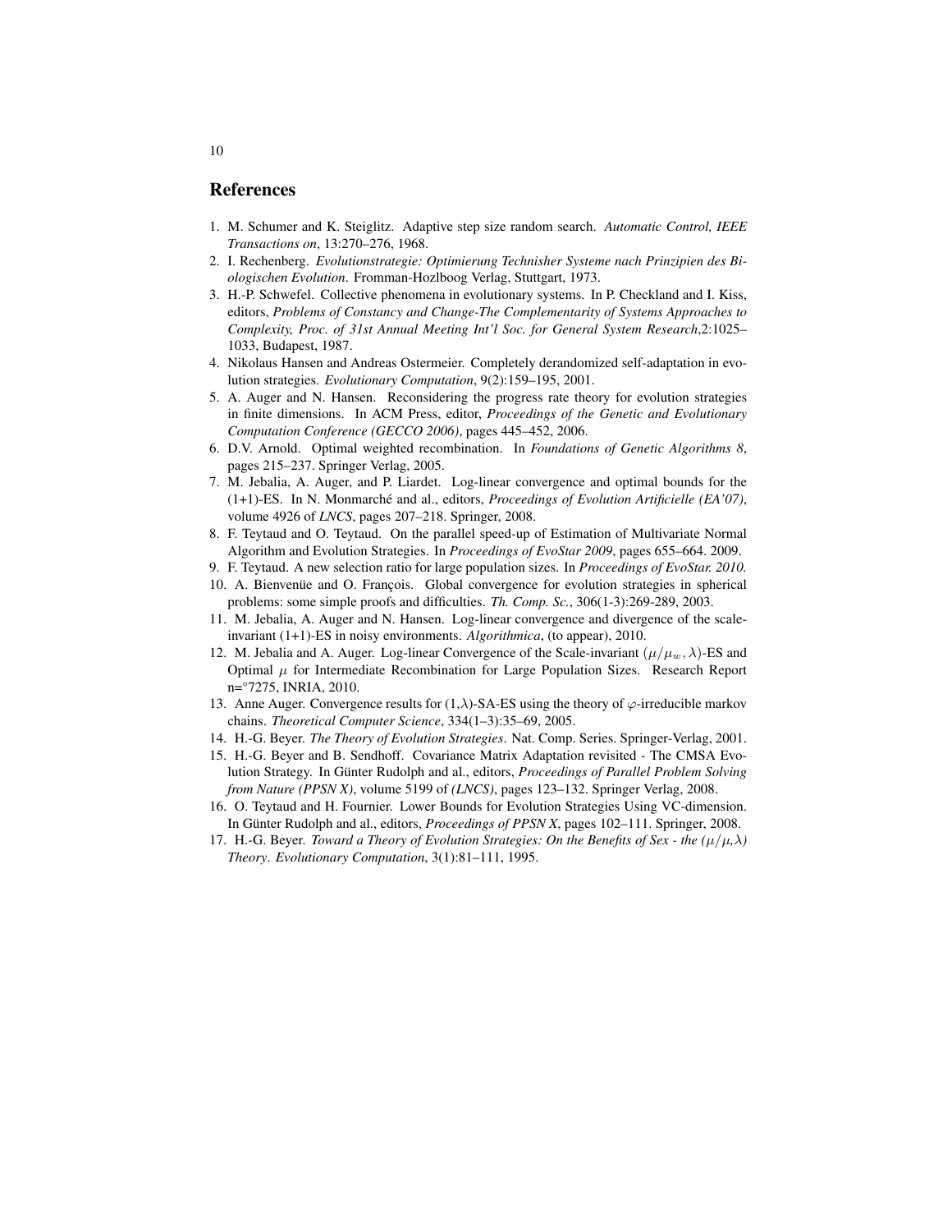## References

1. M. Schumer and K. Steiglitz. Adaptive step size random search. *Automatic Control, IEEE Transactions on*, 13:270–276, 1968.
2. I. Rechenberg. *Evolutionstrategie: Optimierung Technisher Systeme nach Prinzipien des Biologischen Evolution*. Fromman-Hozlboog Verlag, Stuttgart, 1973.
3. H.-P. Schwefel. Collective phenomena in evolutionary systems. In P. Checkland and I. Kiss, editors, *Problems of Constancy and Change-The Complementarity of Systems Approaches to Complexity, Proc. of 31st Annual Meeting Int'l Soc. for General System Research*,2:1025–1033, Budapest, 1987.
4. Nikolaus Hansen and Andreas Ostermeier. Completely derandomized self-adaptation in evolution strategies. *Evolutionary Computation*, 9(2):159–195, 2001.
5. A. Auger and N. Hansen. Reconsidering the progress rate theory for evolution strategies in finite dimensions. In ACM Press, editor, *Proceedings of the Genetic and Evolutionary Computation Conference (GECCO 2006)*, pages 445–452, 2006.
6. D.V. Arnold. Optimal weighted recombination. In *Foundations of Genetic Algorithms 8*, pages 215–237. Springer Verlag, 2005.
7. M. Jebalia, A. Auger, and P. Liardet. Log-linear convergence and optimal bounds for the (1+1)-ES. In N. Monmarché and al., editors, *Proceedings of Evolution Artificielle (EA'07)*, volume 4926 of *LNCS*, pages 207–218. Springer, 2008.
8. F. Teytaud and O. Teytaud. On the parallel speed-up of Estimation of Multivariate Normal Algorithm and Evolution Strategies. In *Proceedings of EvoStar 2009*, pages 655–664. 2009.
9. F. Teytaud. A new selection ratio for large population sizes. In *Proceedings of EvoStar. 2010.*
10. A. Bienvenüe and O. François. Global convergence for evolution strategies in spherical problems: some simple proofs and difficulties. *Th. Comp. Sc.*, 306(1-3):269-289, 2003.
11. M. Jebalia, A. Auger and N. Hansen. Log-linear convergence and divergence of the scale-invariant (1+1)-ES in noisy environments. *Algorithmica*, (to appear), 2010.
12. M. Jebalia and A. Auger. Log-linear Convergence of the Scale-invariant $(\mu/\mu_w, \lambda)$-ES and Optimal $\mu$ for Intermediate Recombination for Large Population Sizes. Research Report n=°7275, INRIA, 2010.
13. Anne Auger. Convergence results for (1,$\lambda$)-SA-ES using the theory of $\varphi$-irreducible markov chains. *Theoretical Computer Science*, 334(1–3):35–69, 2005.
14. H.-G. Beyer. *The Theory of Evolution Strategies*. Nat. Comp. Series. Springer-Verlag, 2001.
15. H.-G. Beyer and B. Sendhoff. Covariance Matrix Adaptation revisited - The CMSA Evolution Strategy. In Günter Rudolph and al., editors, *Proceedings of Parallel Problem Solving from Nature (PPSN X)*, volume 5199 of *(LNCS)*, pages 123–132. Springer Verlag, 2008.
16. O. Teytaud and H. Fournier. Lower Bounds for Evolution Strategies Using VC-dimension. In Günter Rudolph and al., editors, *Proceedings of PPSN X*, pages 102–111. Springer, 2008.
17. H.-G. Beyer. *Toward a Theory of Evolution Strategies: On the Benefits of Sex - the $(\mu/\mu,\lambda)$ Theory*. *Evolutionary Computation*, 3(1):81–111, 1995.